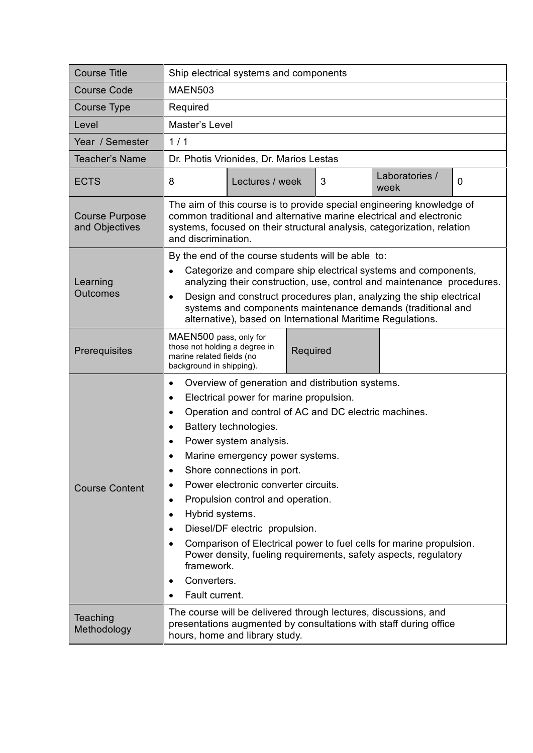| Course Title | Ship electrical systems and components | | | | |
|---|---|---|---|---|---|
| Course Code | MAEN503 | | | | |
| Course Type | Required | | | | |
| Level | Master's Level | | | | |
| Year / Semester | 1 / 1 | | | | |
| Teacher's Name | Dr. Photis Vrionides, Dr. Marios Lestas | | | | |
| ECTS | 8 | Lectures / week | 3 | Laboratories / week | 0 |
| Course Purpose and Objectives | The aim of this course is to provide special engineering knowledge of common traditional and alternative marine electrical and electronic systems, focused on their structural analysis, categorization, relation and discrimination. | | | | |
| Learning Outcomes | By the end of the course students will be able to:<br>• Categorize and compare ship electrical systems and components, analyzing their construction, use, control and maintenance procedures.<br>• Design and construct procedures plan, analyzing the ship electrical systems and components maintenance demands (traditional and alternative), based on International Maritime Regulations. | | | | |
| Prerequisites | MAEN500 pass, only for those not holding a degree in marine related fields (no background in shipping). | Required | | | |
| Course Content | • Overview of generation and distribution systems.<br>• Electrical power for marine propulsion.<br>• Operation and control of AC and DC electric machines.<br>• Battery technologies.<br>• Power system analysis.<br>• Marine emergency power systems.<br>• Shore connections in port.<br>• Power electronic converter circuits.<br>• Propulsion control and operation.<br>• Hybrid systems.<br>• Diesel/DF electric propulsion.<br>• Comparison of Electrical power to fuel cells for marine propulsion. Power density, fueling requirements, safety aspects, regulatory framework.<br>• Converters.<br>• Fault current. | | | | |
| Teaching Methodology | The course will be delivered through lectures, discussions, and presentations augmented by consultations with staff during office hours, home and library study. | | | | |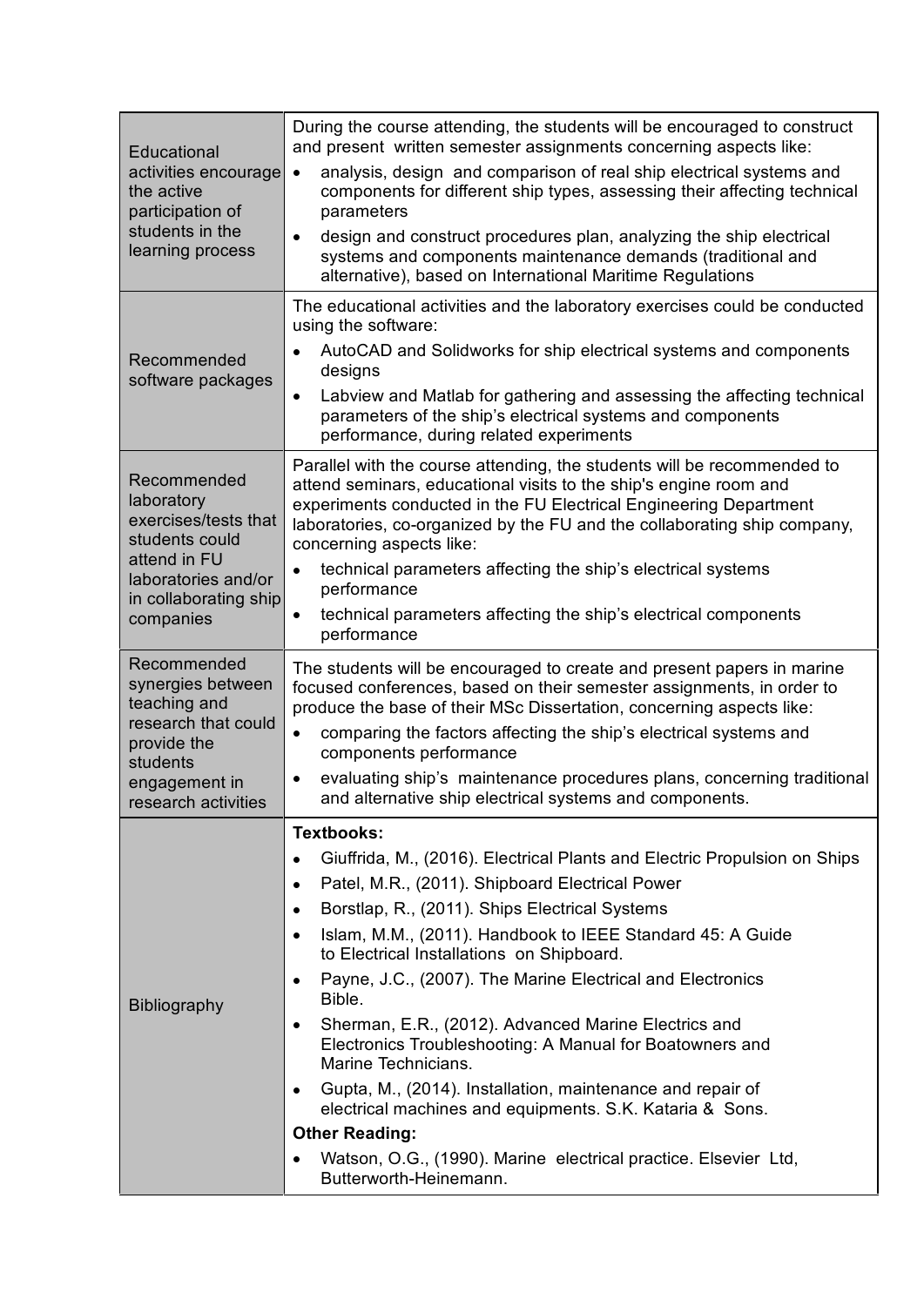| | |
|---|---|
| Educational activities encourage the active participation of students in the learning process | During the course attending, the students will be encouraged to construct and present written semester assignments concerning aspects like:<br>• analysis, design and comparison of real ship electrical systems and components for different ship types, assessing their affecting technical parameters<br>• design and construct procedures plan, analyzing the ship electrical systems and components maintenance demands (traditional and alternative), based on International Maritime Regulations |
| Recommended software packages | The educational activities and the laboratory exercises could be conducted using the software:<br>• AutoCAD and Solidworks for ship electrical systems and components designs<br>• Labview and Matlab for gathering and assessing the affecting technical parameters of the ship's electrical systems and components performance, during related experiments |
| Recommended laboratory exercises/tests that students could attend in FU laboratories and/or in collaborating ship companies | Parallel with the course attending, the students will be recommended to attend seminars, educational visits to the ship's engine room and experiments conducted in the FU Electrical Engineering Department laboratories, co-organized by the FU and the collaborating ship company, concerning aspects like:<br>• technical parameters affecting the ship's electrical systems performance<br>• technical parameters affecting the ship's electrical components performance |
| Recommended synergies between teaching and research that could provide the students engagement in research activities | The students will be encouraged to create and present papers in marine focused conferences, based on their semester assignments, in order to produce the base of their MSc Dissertation, concerning aspects like:<br>• comparing the factors affecting the ship's electrical systems and components performance<br>• evaluating ship's maintenance procedures plans, concerning traditional and alternative ship electrical systems and components. |
| Bibliography | **Textbooks:**<br>• Giuffrida, M., (2016). Electrical Plants and Electric Propulsion on Ships<br>• Patel, M.R., (2011). Shipboard Electrical Power<br>• Borstlap, R., (2011). Ships Electrical Systems<br>• Islam, M.M., (2011). Handbook to IEEE Standard 45: A Guide to Electrical Installations on Shipboard.<br>• Payne, J.C., (2007). The Marine Electrical and Electronics Bible.<br>• Sherman, E.R., (2012). Advanced Marine Electrics and Electronics Troubleshooting: A Manual for Boatowners and Marine Technicians.<br>• Gupta, M., (2014). Installation, maintenance and repair of electrical machines and equipments. S.K. Kataria & Sons.<br>**Other Reading:**<br>• Watson, O.G., (1990). Marine electrical practice. Elsevier Ltd, Butterworth-Heinemann. |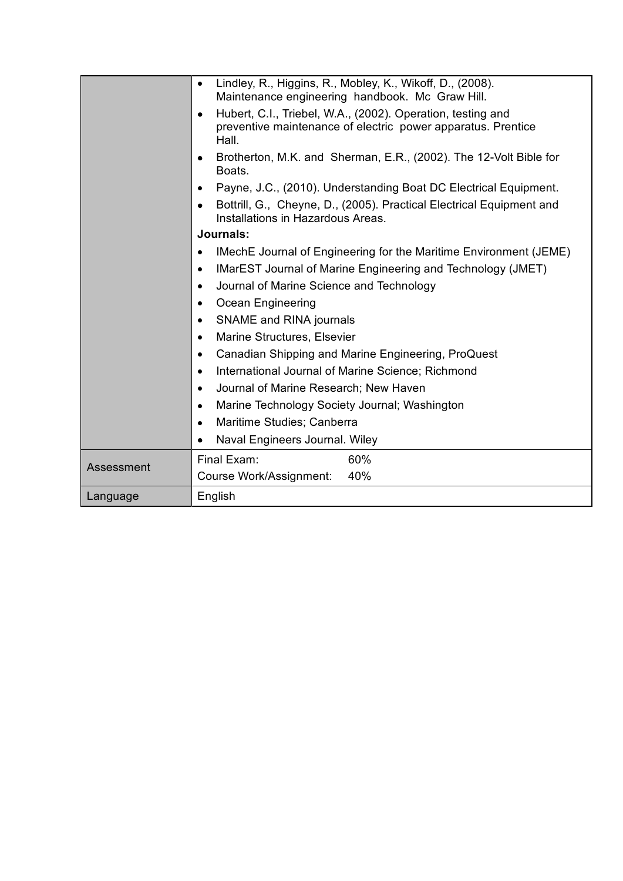| | |
|---|---|
| | • Lindley, R., Higgins, R., Mobley, K., Wikoff, D., (2008). Maintenance engineering handbook. Mc Graw Hill.<br>• Hubert, C.I., Triebel, W.A., (2002). Operation, testing and preventive maintenance of electric power apparatus. Prentice Hall.<br>• Brotherton, M.K. and Sherman, E.R., (2002). The 12-Volt Bible for Boats.<br>• Payne, J.C., (2010). Understanding Boat DC Electrical Equipment.<br>• Bottrill, G., Cheyne, D., (2005). Practical Electrical Equipment and Installations in Hazardous Areas.<br>**Journals:**<br>• IMechE Journal of Engineering for the Maritime Environment (JEME)<br>• IMarEST Journal of Marine Engineering and Technology (JMET)<br>• Journal of Marine Science and Technology<br>• Ocean Engineering<br>• SNAME and RINA journals<br>• Marine Structures, Elsevier<br>• Canadian Shipping and Marine Engineering, ProQuest<br>• International Journal of Marine Science; Richmond<br>• Journal of Marine Research; New Haven<br>• Marine Technology Society Journal; Washington<br>• Maritime Studies; Canberra<br>• Naval Engineers Journal. Wiley |
| Assessment | Final Exam: 60%<br>Course Work/Assignment: 40% |
| Language | English |